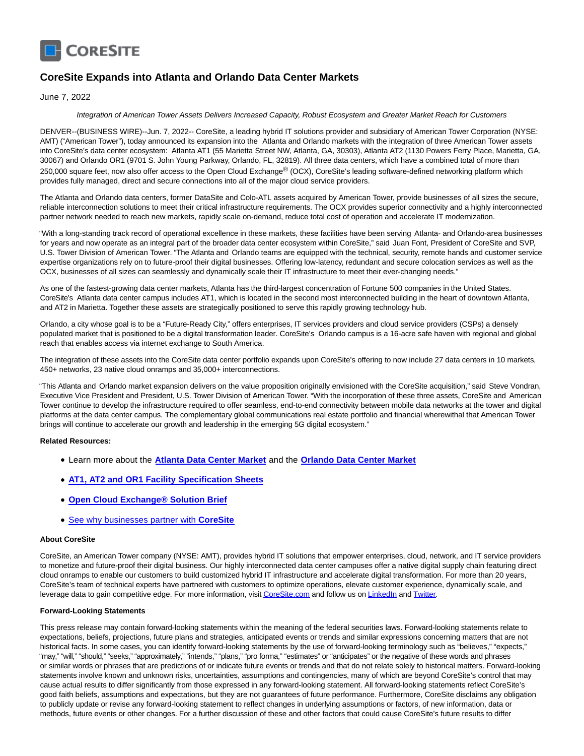# CoreSite Expands into Atlanta and Orlando Data Center Markets

June 7, 2022

*Integration of American Tower Assets Delivers Increased Capacity, Robust Ecosystem and Greater Market Reach for Customers*

DENVER--(BUSINESS WIRE)--Jun. 7, 2022-- CoreSite, a leading hybrid IT solutions provider and subsidiary of American Tower Corporation (NYSE: AMT) ("American Tower"), today announced its expansion into the Atlanta and Orlando markets with the integration of three American Tower assets into CoreSite's data center ecosystem: Atlanta AT1 (55 Marietta Street NW, Atlanta, GA, 30303), Atlanta AT2 (1130 Powers Ferry Place, Marietta, GA, 30067) and Orlando OR1 (9701 S. John Young Parkway, Orlando, FL, 32819). All three data centers, which have a combined total of more than 250,000 square feet, now also offer access to the Open Cloud Exchange® (OCX), CoreSite's leading software-defined networking platform which provides fully managed, direct and secure connections into all of the major cloud service providers.

The Atlanta and Orlando data centers, former DataSite and Colo-ATL assets acquired by American Tower, provide businesses of all sizes the secure, reliable interconnection solutions to meet their critical infrastructure requirements. The OCX provides superior connectivity and a highly interconnected partner network needed to reach new markets, rapidly scale on-demand, reduce total cost of operation and accelerate IT modernization.

"With a long-standing track record of operational excellence in these markets, these facilities have been serving Atlanta- and Orlando-area businesses for years and now operate as an integral part of the broader data center ecosystem within CoreSite," said Juan Font, President of CoreSite and SVP, U.S. Tower Division of American Tower. "The Atlanta and Orlando teams are equipped with the technical, security, remote hands and customer service expertise organizations rely on to future-proof their digital businesses. Offering low-latency, redundant and secure colocation services as well as the OCX, businesses of all sizes can seamlessly and dynamically scale their IT infrastructure to meet their ever-changing needs."

As one of the fastest-growing data center markets, Atlanta has the third-largest concentration of Fortune 500 companies in the United States. CoreSite's Atlanta data center campus includes AT1, which is located in the second most interconnected building in the heart of downtown Atlanta, and AT2 in Marietta. Together these assets are strategically positioned to serve this rapidly growing technology hub.

Orlando, a city whose goal is to be a "Future-Ready City," offers enterprises, IT services providers and cloud service providers (CSPs) a densely populated market that is positioned to be a digital transformation leader. CoreSite's Orlando campus is a 16-acre safe haven with regional and global reach that enables access via internet exchange to South America.

The integration of these assets into the CoreSite data center portfolio expands upon CoreSite's offering to now include 27 data centers in 10 markets, 450+ networks, 23 native cloud onramps and 35,000+ interconnections.

"This Atlanta and Orlando market expansion delivers on the value proposition originally envisioned with the CoreSite acquisition," said Steve Vondran, Executive Vice President and President, U.S. Tower Division of American Tower. "With the incorporation of these three assets, CoreSite and American Tower continue to develop the infrastructure required to offer seamless, end-to-end connectivity between mobile data networks at the tower and digital platforms at the data center campus. The complementary global communications real estate portfolio and financial wherewithal that American Tower brings will continue to accelerate our growth and leadership in the emerging 5G digital ecosystem."

**Related Resources:**

- Learn more about the **Atlanta Data Center Market** and the **Orlando Data Center Market**
- **AT1, AT2 and OR1 Facility Specification Sheets**
- **Open Cloud Exchange® Solution Brief**
- See why businesses partner with **CoreSite**

**About CoreSite**

CoreSite, an American Tower company (NYSE: AMT), provides hybrid IT solutions that empower enterprises, cloud, network, and IT service providers to monetize and future-proof their digital business. Our highly interconnected data center campuses offer a native digital supply chain featuring direct cloud onramps to enable our customers to build customized hybrid IT infrastructure and accelerate digital transformation. For more than 20 years, CoreSite's team of technical experts have partnered with customers to optimize operations, elevate customer experience, dynamically scale, and leverage data to gain competitive edge. For more information, visit CoreSite.com and follow us on LinkedIn and Twitter.

**Forward-Looking Statements**

This press release may contain forward-looking statements within the meaning of the federal securities laws. Forward-looking statements relate to expectations, beliefs, projections, future plans and strategies, anticipated events or trends and similar expressions concerning matters that are not historical facts. In some cases, you can identify forward-looking statements by the use of forward-looking terminology such as "believes," "expects," "may," "will," "should," "seeks," "approximately," "intends," "plans," "pro forma," "estimates" or "anticipates" or the negative of these words and phrases or similar words or phrases that are predictions of or indicate future events or trends and that do not relate solely to historical matters. Forward-looking statements involve known and unknown risks, uncertainties, assumptions and contingencies, many of which are beyond CoreSite's control that may cause actual results to differ significantly from those expressed in any forward-looking statement. All forward-looking statements reflect CoreSite's good faith beliefs, assumptions and expectations, but they are not guarantees of future performance. Furthermore, CoreSite disclaims any obligation to publicly update or revise any forward-looking statement to reflect changes in underlying assumptions or factors, of new information, data or methods, future events or other changes. For a further discussion of these and other factors that could cause CoreSite's future results to differ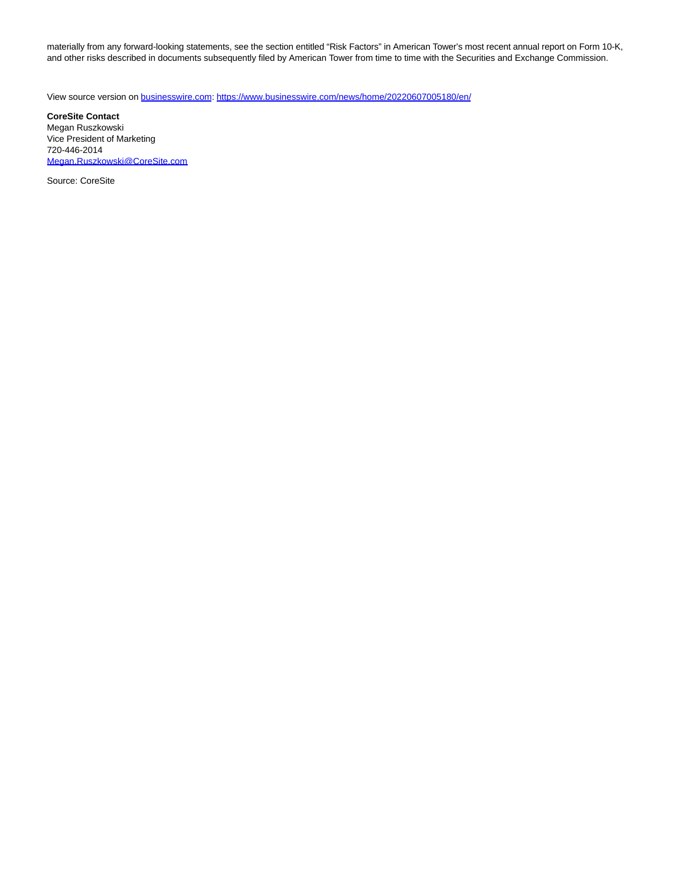materially from any forward-looking statements, see the section entitled "Risk Factors" in American Tower's most recent annual report on Form 10-K, and other risks described in documents subsequently filed by American Tower from time to time with the Securities and Exchange Commission.

View source version on businesswire.com: https://www.businesswire.com/news/home/20220607005180/en/

**CoreSite Contact**
Megan Ruszkowski
Vice President of Marketing
720-446-2014
Megan.Ruszkowski@CoreSite.com

Source: CoreSite